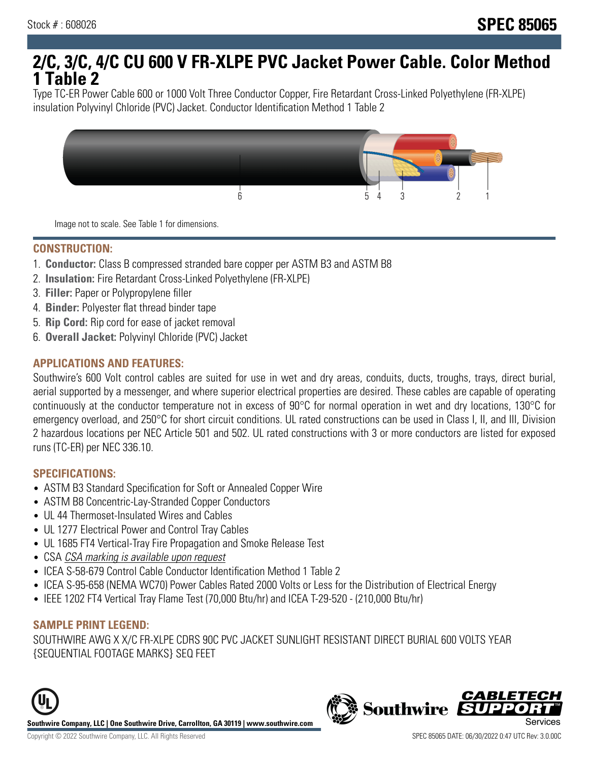Stock # : 608026

**SPEC 85065**

# 2/C, 3/C, 4/C CU 600 V FR-XLPE PVC Jacket Power Cable. Color Method 1 Table 2

Type TC-ER Power Cable 600 or 1000 Volt Three Conductor Copper, Fire Retardant Cross-Linked Polyethylene (FR-XLPE) insulation Polyvinyl Chloride (PVC) Jacket. Conductor Identification Method 1 Table 2

Image not to scale. See Table 1 for dimensions.

## CONSTRUCTION:

1. **Conductor:** Class B compressed stranded bare copper per ASTM B3 and ASTM B8
2. **Insulation:** Fire Retardant Cross-Linked Polyethylene (FR-XLPE)
3. **Filler:** Paper or Polypropylene filler
4. **Binder:** Polyester flat thread binder tape
5. **Rip Cord:** Rip cord for ease of jacket removal
6. **Overall Jacket:** Polyvinyl Chloride (PVC) Jacket

## APPLICATIONS AND FEATURES:

Southwire's 600 Volt control cables are suited for use in wet and dry areas, conduits, ducts, troughs, trays, direct burial, aerial supported by a messenger, and where superior electrical properties are desired. These cables are capable of operating continuously at the conductor temperature not in excess of 90°C for normal operation in wet and dry locations, 130°C for emergency overload, and 250°C for short circuit conditions. UL rated constructions can be used in Class I, II, and III, Division 2 hazardous locations per NEC Article 501 and 502. UL rated constructions with 3 or more conductors are listed for exposed runs (TC-ER) per NEC 336.10.

## SPECIFICATIONS:

- ASTM B3 Standard Specification for Soft or Annealed Copper Wire
- ASTM B8 Concentric-Lay-Stranded Copper Conductors
- UL 44 Thermoset-Insulated Wires and Cables
- UL 1277 Electrical Power and Control Tray Cables
- UL 1685 FT4 Vertical-Tray Fire Propagation and Smoke Release Test
- CSA *CSA marking is available upon request*
- ICEA S-58-679 Control Cable Conductor Identification Method 1 Table 2
- ICEA S-95-658 (NEMA WC70) Power Cables Rated 2000 Volts or Less for the Distribution of Electrical Energy
- IEEE 1202 FT4 Vertical Tray Flame Test (70,000 Btu/hr) and ICEA T-29-520 - (210,000 Btu/hr)

## SAMPLE PRINT LEGEND:

SOUTHWIRE AWG X X/C FR-XLPE CDRS 90C PVC JACKET SUNLIGHT RESISTANT DIRECT BURIAL 600 VOLTS YEAR {SEQUENTIAL FOOTAGE MARKS} SEQ FEET

**Southwire Company, LLC | One Southwire Drive, Carrollton, GA 30119 | www.southwire.com**

Copyright © 2022 Southwire Company, LLC. All Rights Reserved

SPEC 85065 DATE: 06/30/2022 0:47 UTC Rev: 3.0.00C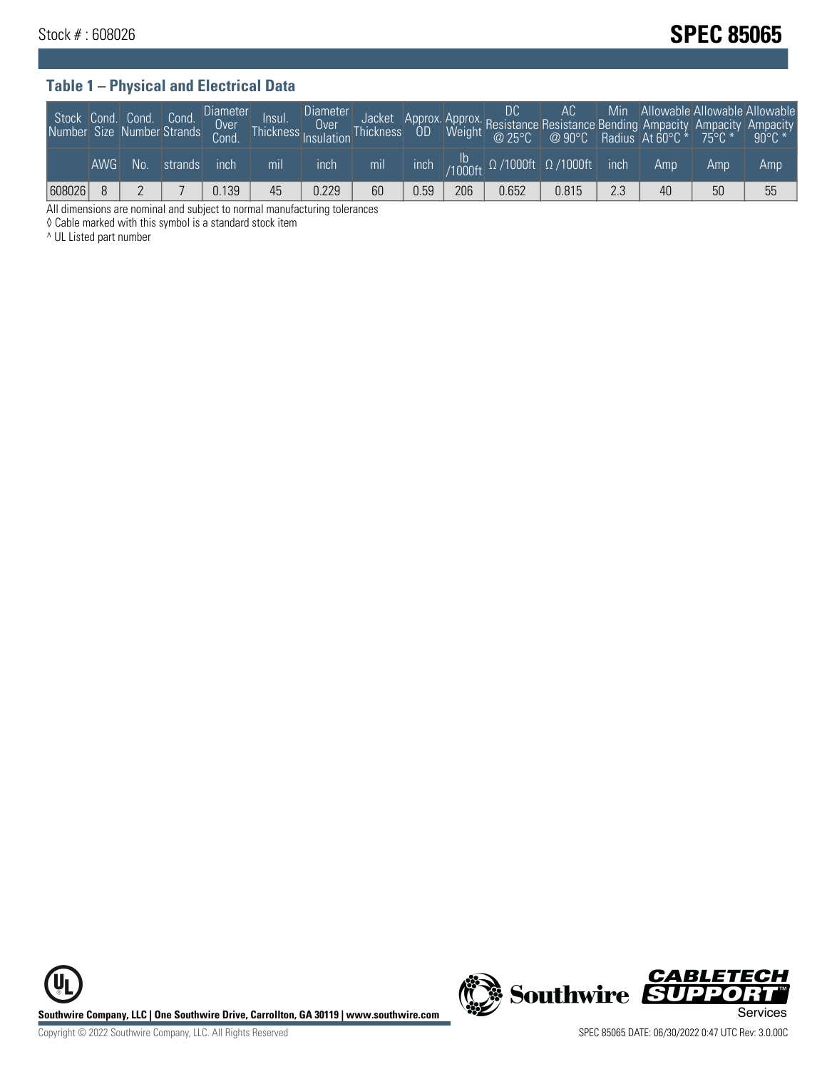### Table 1 – Physical and Electrical Data

| Stock Number | Cond. Size | Cond. Number | Cond. Strands | Diameter Over Cond. | Insul. Thickness | Diameter Over Insulation | Jacket Thickness | Approx. OD | Approx. Weight | DC Resistance @ 25°C | AC Resistance @ 90°C | Min Bending Radius | Allowable Ampacity At 60°C * | Allowable Ampacity 75°C * | Allowable Ampacity 90°C * |
|---|---|---|---|---|---|---|---|---|---|---|---|---|---|---|---|
| | AWG | No. | strands | inch | mil | inch | mil | inch | lb /1000ft | Ω /1000ft | Ω /1000ft | inch | Amp | Amp | Amp |
| 608026 | 8 | 2 | 7 | 0.139 | 45 | 0.229 | 60 | 0.59 | 206 | 0.652 | 0.815 | 2.3 | 40 | 50 | 55 |

All dimensions are nominal and subject to normal manufacturing tolerances

◊ Cable marked with this symbol is a standard stock item

^ UL Listed part number

**Southwire Company, LLC | One Southwire Drive, Carrollton, GA 30119 | www.southwire.com**

Copyright © 2022 Southwire Company, LLC. All Rights Reserved

SPEC 85065 DATE: 06/30/2022 0:47 UTC Rev: 3.0.00C